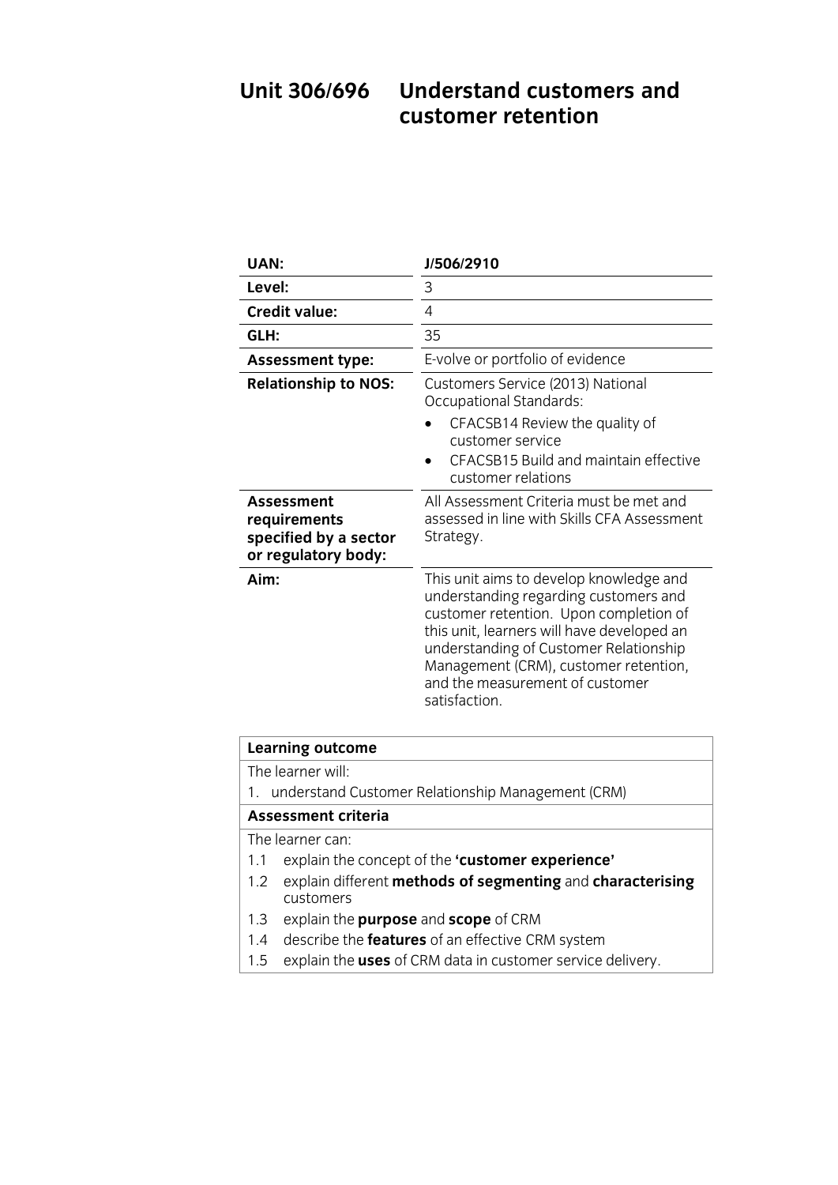# Unit 306/696 Understand customers and customer retention

| | |
|---|---|
| **UAN:** | **J/506/2910** |
| **Level:** | 3 |
| **Credit value:** | 4 |
| **GLH:** | 35 |
| **Assessment type:** | E-volve or portfolio of evidence |
| **Relationship to NOS:** | Customers Service (2013) National Occupational Standards:<br>• CFACSB14 Review the quality of customer service<br>• CFACSB15 Build and maintain effective customer relations |
| **Assessment requirements specified by a sector or regulatory body:** | All Assessment Criteria must be met and assessed in line with Skills CFA Assessment Strategy. |
| **Aim:** | This unit aims to develop knowledge and understanding regarding customers and customer retention. Upon completion of this unit, learners will have developed an understanding of Customer Relationship Management (CRM), customer retention, and the measurement of customer satisfaction. |

**Learning outcome**

The learner will:

1. understand Customer Relationship Management (CRM)

**Assessment criteria**

The learner can:

1.1 explain the concept of the **'customer experience'**

1.2 explain different **methods of segmenting** and **characterising** customers

1.3 explain the **purpose** and **scope** of CRM

1.4 describe the **features** of an effective CRM system

1.5 explain the **uses** of CRM data in customer service delivery.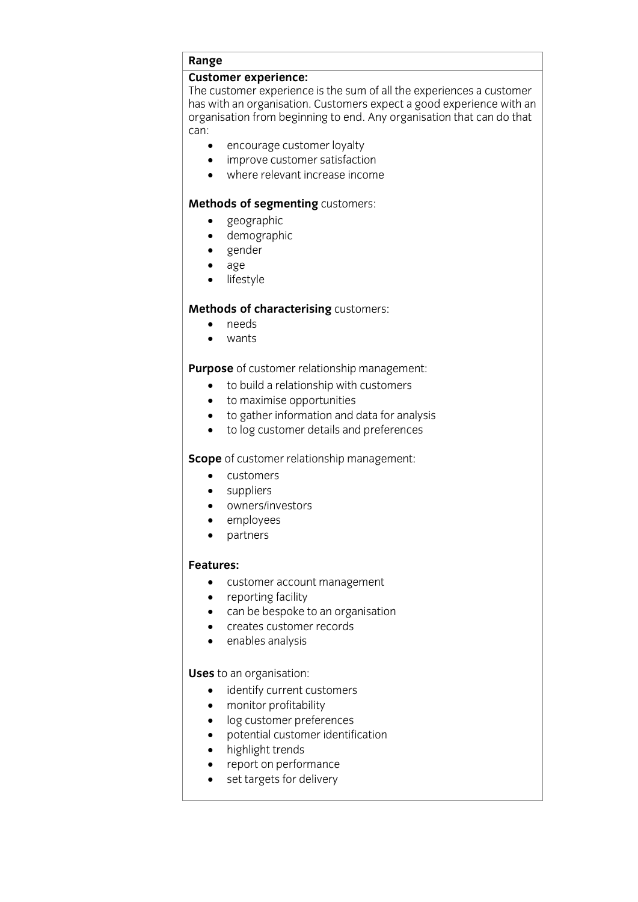## Range

**Customer experience:**
The customer experience is the sum of all the experiences a customer has with an organisation. Customers expect a good experience with an organisation from beginning to end. Any organisation that can do that can:

- encourage customer loyalty
- improve customer satisfaction
- where relevant increase income

**Methods of segmenting** customers:

- geographic
- demographic
- gender
- age
- lifestyle

**Methods of characterising** customers:

- needs
- wants

**Purpose** of customer relationship management:

- to build a relationship with customers
- to maximise opportunities
- to gather information and data for analysis
- to log customer details and preferences

**Scope** of customer relationship management:

- customers
- suppliers
- owners/investors
- employees
- partners

**Features:**

- customer account management
- reporting facility
- can be bespoke to an organisation
- creates customer records
- enables analysis

**Uses** to an organisation:

- identify current customers
- monitor profitability
- log customer preferences
- potential customer identification
- highlight trends
- report on performance
- set targets for delivery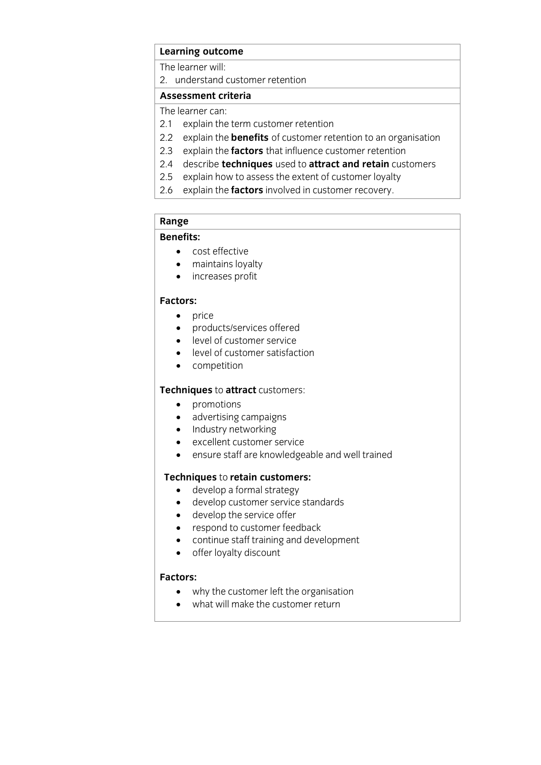**Learning outcome**

The learner will:

2. understand customer retention

**Assessment criteria**

The learner can:

2.1 explain the term customer retention
2.2 explain the **benefits** of customer retention to an organisation
2.3 explain the **factors** that influence customer retention
2.4 describe **techniques** used to **attract and retain** customers
2.5 explain how to assess the extent of customer loyalty
2.6 explain the **factors** involved in customer recovery.

**Range**

**Benefits:**

- cost effective
- maintains loyalty
- increases profit

**Factors:**

- price
- products/services offered
- level of customer service
- level of customer satisfaction
- competition

**Techniques** to **attract** customers:

- promotions
- advertising campaigns
- Industry networking
- excellent customer service
- ensure staff are knowledgeable and well trained

**Techniques** to **retain customers:**

- develop a formal strategy
- develop customer service standards
- develop the service offer
- respond to customer feedback
- continue staff training and development
- offer loyalty discount

**Factors:**

- why the customer left the organisation
- what will make the customer return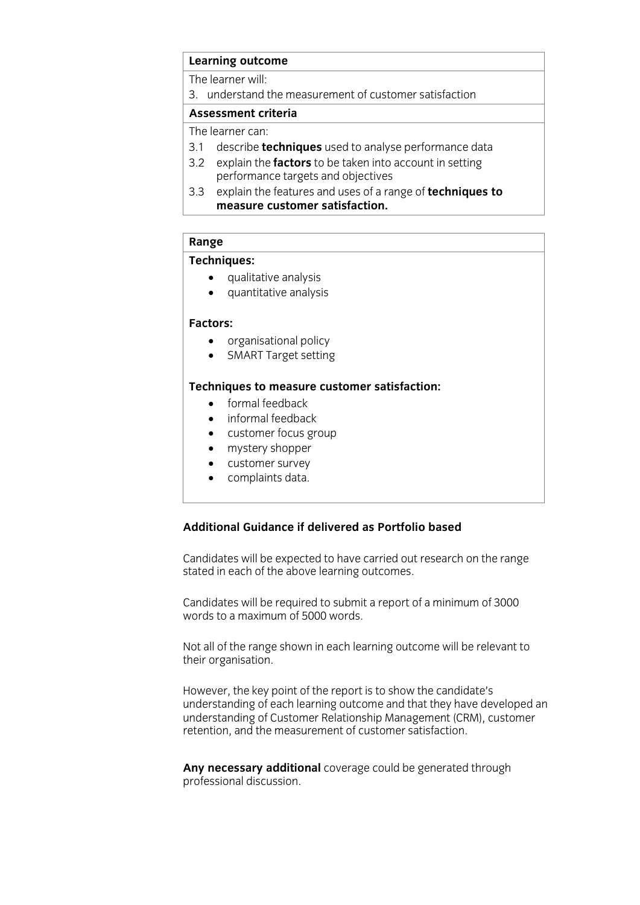**Learning outcome**

The learner will:

3. understand the measurement of customer satisfaction

**Assessment criteria**

The learner can:

3.1 describe **techniques** used to analyse performance data

3.2 explain the **factors** to be taken into account in setting performance targets and objectives

3.3 explain the features and uses of a range of **techniques to measure customer satisfaction.**

**Range**

**Techniques:**

- qualitative analysis
- quantitative analysis

**Factors:**

- organisational policy
- SMART Target setting

**Techniques to measure customer satisfaction:**

- formal feedback
- informal feedback
- customer focus group
- mystery shopper
- customer survey
- complaints data.

### Additional Guidance if delivered as Portfolio based

Candidates will be expected to have carried out research on the range stated in each of the above learning outcomes.

Candidates will be required to submit a report of a minimum of 3000 words to a maximum of 5000 words.

Not all of the range shown in each learning outcome will be relevant to their organisation.

However, the key point of the report is to show the candidate's understanding of each learning outcome and that they have developed an understanding of Customer Relationship Management (CRM), customer retention, and the measurement of customer satisfaction.

**Any necessary additional** coverage could be generated through professional discussion.